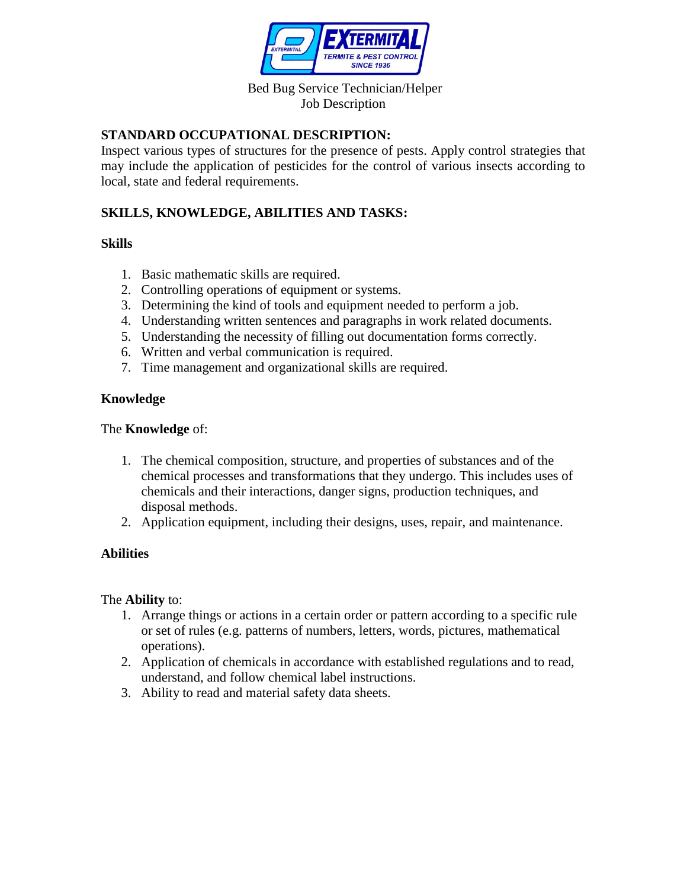Bed Bug Service Technician/Helper
Job Description

## STANDARD OCCUPATIONAL DESCRIPTION:

Inspect various types of structures for the presence of pests. Apply control strategies that may include the application of pesticides for the control of various insects according to local, state and federal requirements.

## SKILLS, KNOWLEDGE, ABILITIES AND TASKS:

### Skills

1. Basic mathematic skills are required.
2. Controlling operations of equipment or systems.
3. Determining the kind of tools and equipment needed to perform a job.
4. Understanding written sentences and paragraphs in work related documents.
5. Understanding the necessity of filling out documentation forms correctly.
6. Written and verbal communication is required.
7. Time management and organizational skills are required.

### Knowledge

The **Knowledge** of:

1. The chemical composition, structure, and properties of substances and of the chemical processes and transformations that they undergo. This includes uses of chemicals and their interactions, danger signs, production techniques, and disposal methods.
2. Application equipment, including their designs, uses, repair, and maintenance.

### Abilities

The **Ability** to:

1. Arrange things or actions in a certain order or pattern according to a specific rule or set of rules (e.g. patterns of numbers, letters, words, pictures, mathematical operations).
2. Application of chemicals in accordance with established regulations and to read, understand, and follow chemical label instructions.
3. Ability to read and material safety data sheets.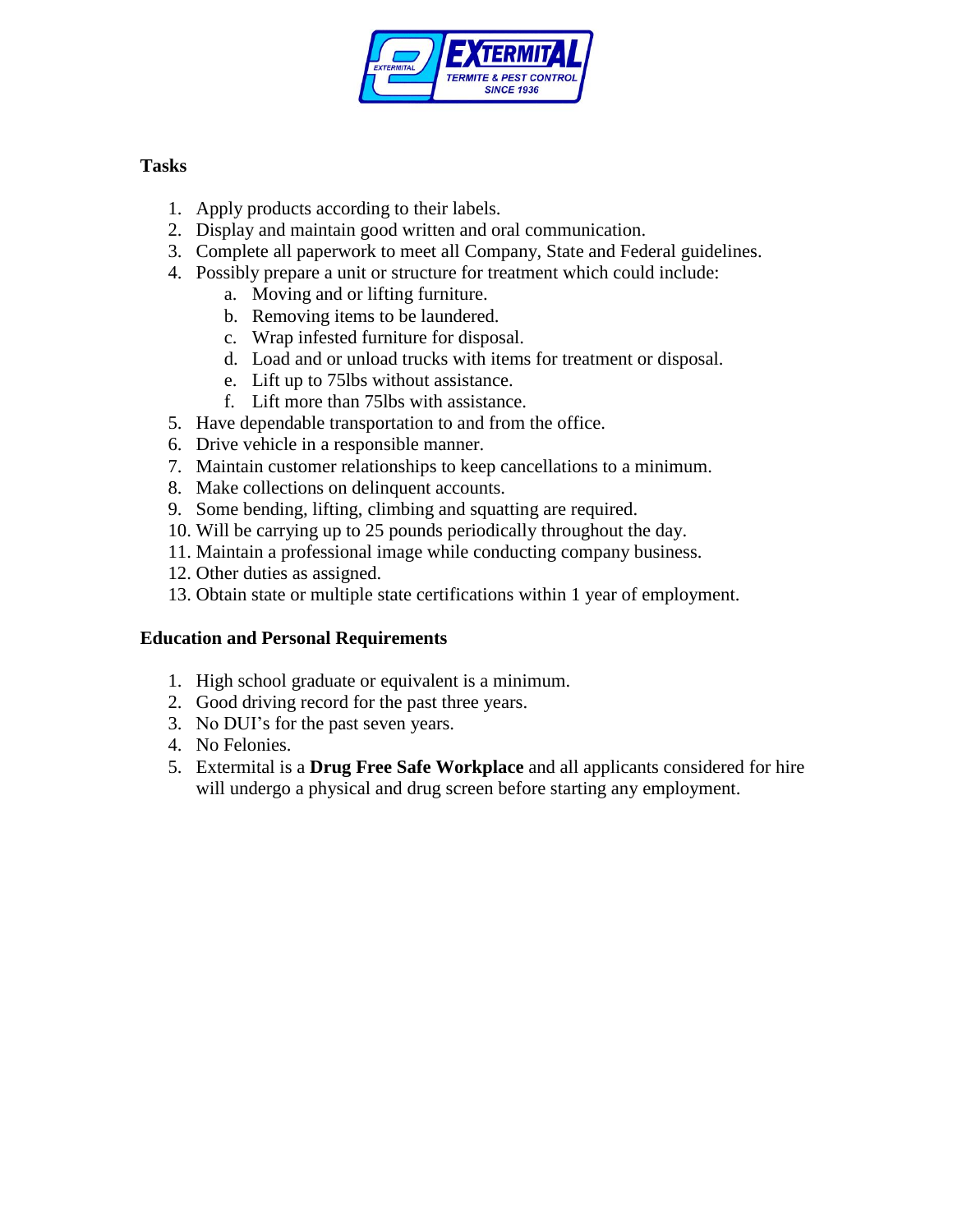**Tasks**

1. Apply products according to their labels.
2. Display and maintain good written and oral communication.
3. Complete all paperwork to meet all Company, State and Federal guidelines.
4. Possibly prepare a unit or structure for treatment which could include:
   a. Moving and or lifting furniture.
   b. Removing items to be laundered.
   c. Wrap infested furniture for disposal.
   d. Load and or unload trucks with items for treatment or disposal.
   e. Lift up to 75lbs without assistance.
   f. Lift more than 75lbs with assistance.
5. Have dependable transportation to and from the office.
6. Drive vehicle in a responsible manner.
7. Maintain customer relationships to keep cancellations to a minimum.
8. Make collections on delinquent accounts.
9. Some bending, lifting, climbing and squatting are required.
10. Will be carrying up to 25 pounds periodically throughout the day.
11. Maintain a professional image while conducting company business.
12. Other duties as assigned.
13. Obtain state or multiple state certifications within 1 year of employment.

**Education and Personal Requirements**

1. High school graduate or equivalent is a minimum.
2. Good driving record for the past three years.
3. No DUI's for the past seven years.
4. No Felonies.
5. Extermital is a **Drug Free Safe Workplace** and all applicants considered for hire will undergo a physical and drug screen before starting any employment.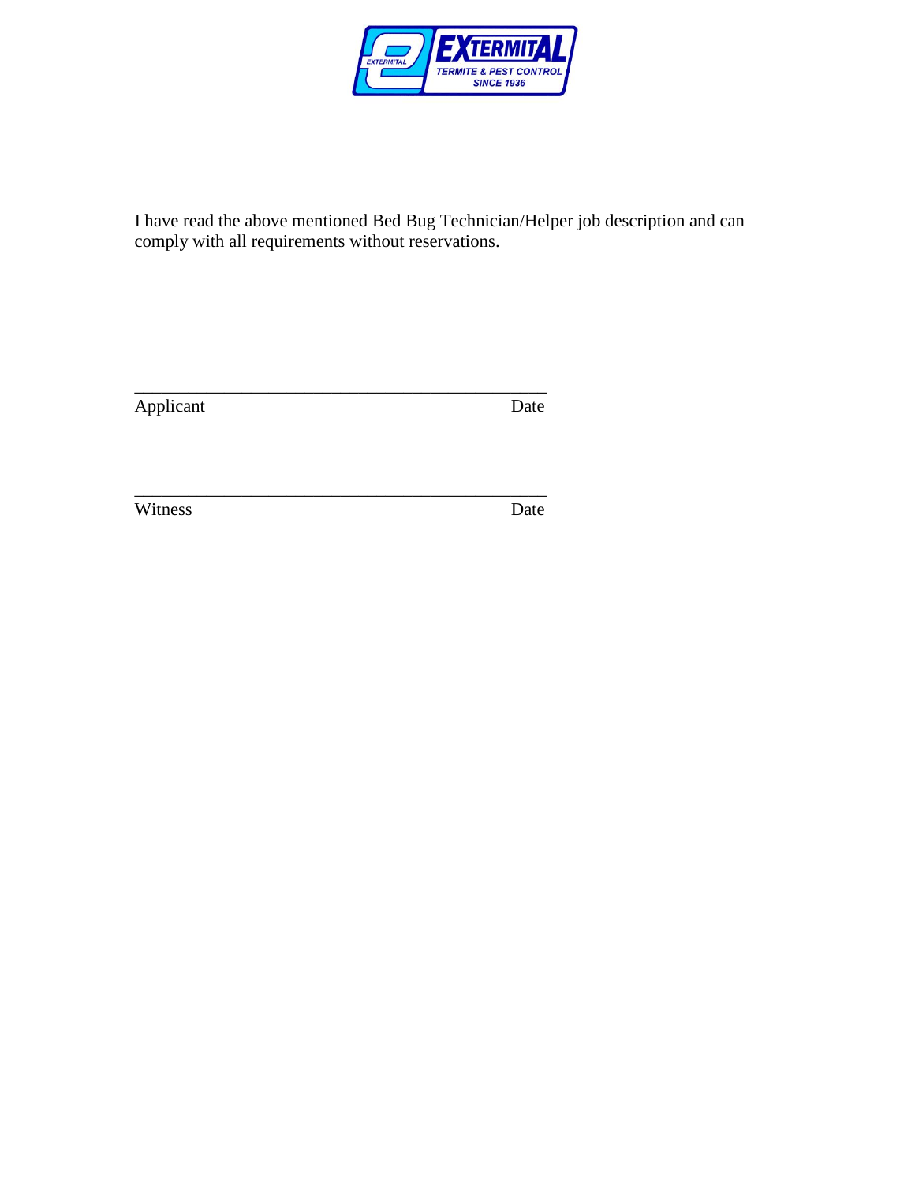I have read the above mentioned Bed Bug Technician/Helper job description and can comply with all requirements without reservations.

\_\_\_\_\_\_\_\_\_\_\_\_\_\_\_\_\_\_\_\_\_\_\_\_\_\_\_\_\_\_\_\_\_\_\_\_\_\_\_\_\_\_\_\_\_\_

Applicant                                                    Date

\_\_\_\_\_\_\_\_\_\_\_\_\_\_\_\_\_\_\_\_\_\_\_\_\_\_\_\_\_\_\_\_\_\_\_\_\_\_\_\_\_\_\_\_\_\_

Witness                                                      Date